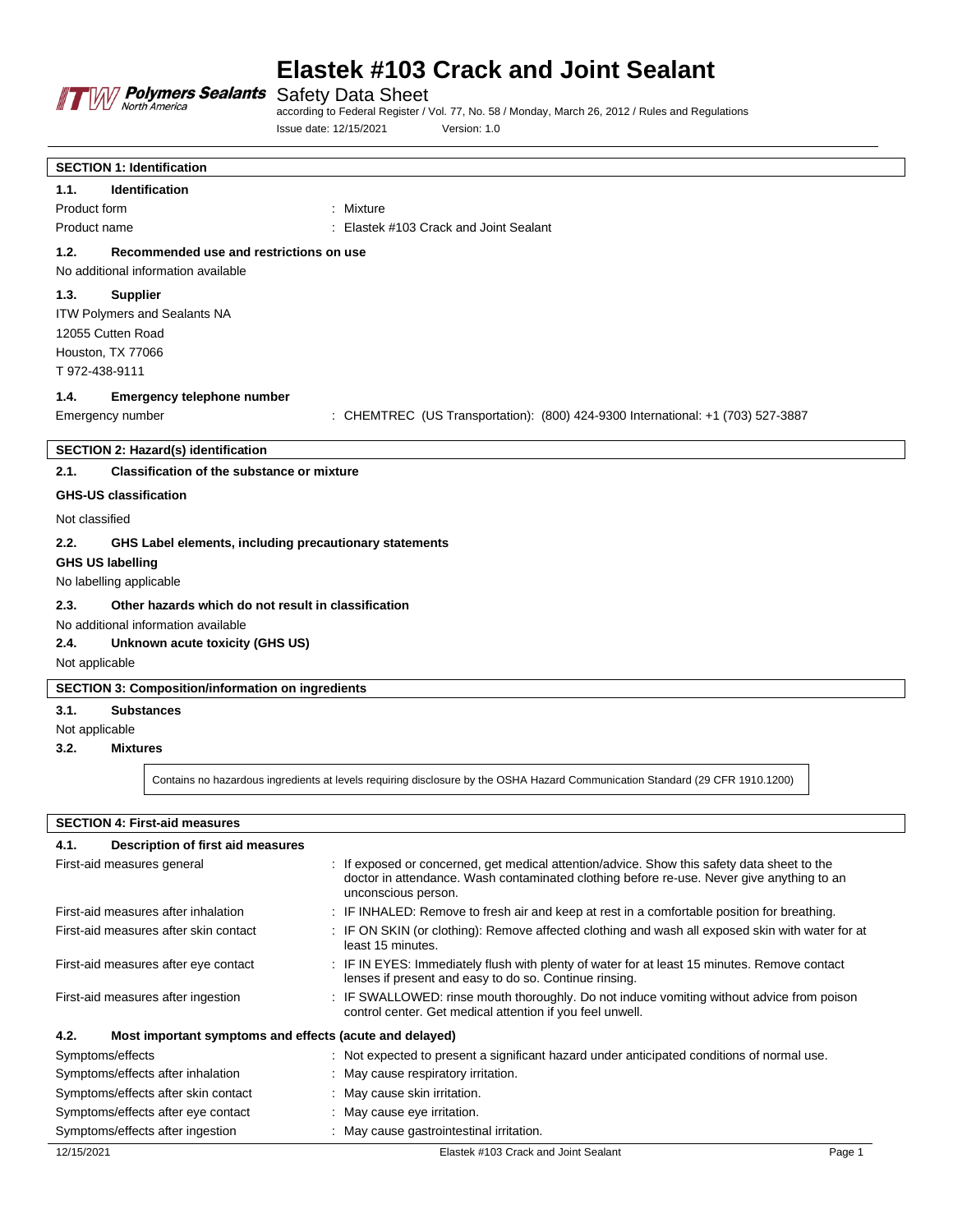# Elastek #103 Crack and Joint Sealant

Safety Data Sheet

according to Federal Register / Vol. 77, No. 58 / Monday, March 26, 2012 / Rules and Regulations

Issue date: 12/15/2021 Version: 1.0

## SECTION 1: Identification

### 1.1. Identification

| | |
|---|---|
| Product form | : Mixture |
| Product name | : Elastek #103 Crack and Joint Sealant |

### 1.2. Recommended use and restrictions on use

No additional information available

### 1.3. Supplier

ITW Polymers and Sealants NA
12055 Cutten Road
Houston, TX 77066
T 972-438-9111

### 1.4. Emergency telephone number

| | |
|---|---|
| Emergency number | : CHEMTREC (US Transportation): (800) 424-9300 International: +1 (703) 527-3887 |

## SECTION 2: Hazard(s) identification

### 2.1. Classification of the substance or mixture

**GHS-US classification**

Not classified

### 2.2. GHS Label elements, including precautionary statements

**GHS US labelling**

No labelling applicable

### 2.3. Other hazards which do not result in classification

No additional information available

### 2.4. Unknown acute toxicity (GHS US)

Not applicable

## SECTION 3: Composition/information on ingredients

### 3.1. Substances

Not applicable

### 3.2. Mixtures

Contains no hazardous ingredients at levels requiring disclosure by the OSHA Hazard Communication Standard (29 CFR 1910.1200)

## SECTION 4: First-aid measures

### 4.1. Description of first aid measures

| | |
|---|---|
| First-aid measures general | : If exposed or concerned, get medical attention/advice. Show this safety data sheet to the doctor in attendance. Wash contaminated clothing before re-use. Never give anything to an unconscious person. |
| First-aid measures after inhalation | : IF INHALED: Remove to fresh air and keep at rest in a comfortable position for breathing. |
| First-aid measures after skin contact | : IF ON SKIN (or clothing): Remove affected clothing and wash all exposed skin with water for at least 15 minutes. |
| First-aid measures after eye contact | : IF IN EYES: Immediately flush with plenty of water for at least 15 minutes. Remove contact lenses if present and easy to do so. Continue rinsing. |
| First-aid measures after ingestion | : IF SWALLOWED: rinse mouth thoroughly. Do not induce vomiting without advice from poison control center. Get medical attention if you feel unwell. |

### 4.2. Most important symptoms and effects (acute and delayed)

| | |
|---|---|
| Symptoms/effects | : Not expected to present a significant hazard under anticipated conditions of normal use. |
| Symptoms/effects after inhalation | : May cause respiratory irritation. |
| Symptoms/effects after skin contact | : May cause skin irritation. |
| Symptoms/effects after eye contact | : May cause eye irritation. |
| Symptoms/effects after ingestion | : May cause gastrointestinal irritation. |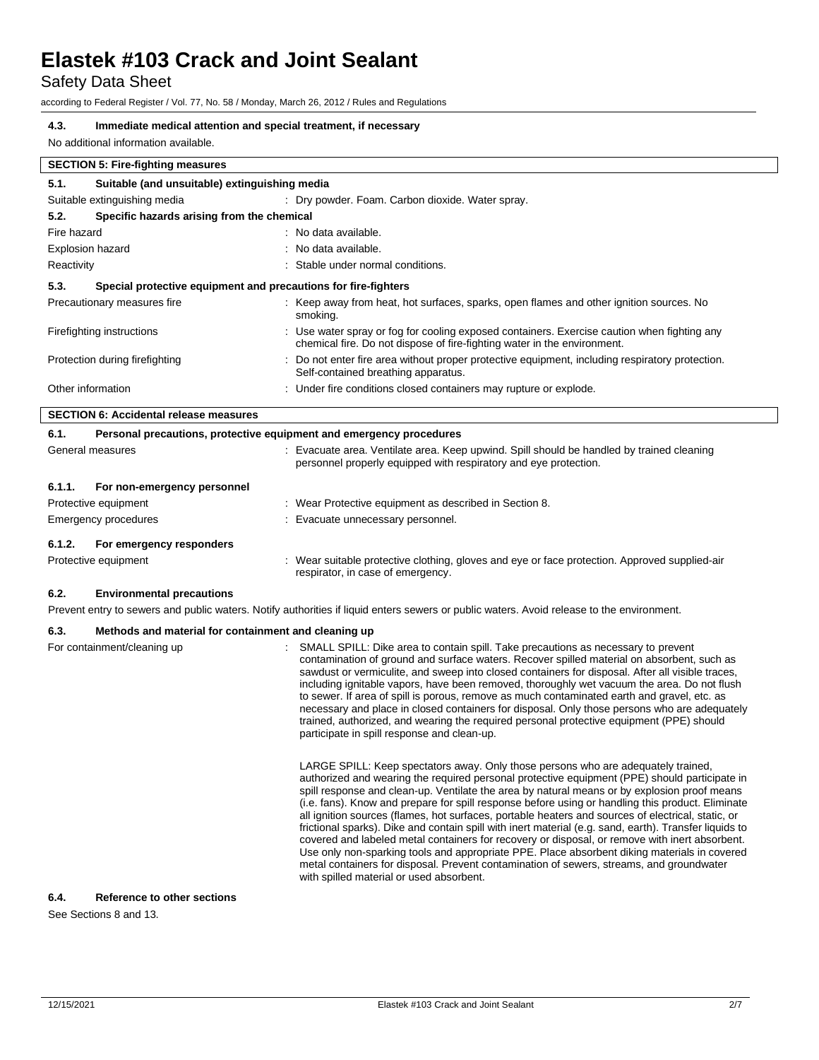### 4.3. Immediate medical attention and special treatment, if necessary

No additional information available.

## SECTION 5: Fire-fighting measures

### 5.1. Suitable (and unsuitable) extinguishing media

Suitable extinguishing media : Dry powder. Foam. Carbon dioxide. Water spray.

### 5.2. Specific hazards arising from the chemical

Fire hazard : No data available.

Explosion hazard : No data available.

Reactivity : Stable under normal conditions.

### 5.3. Special protective equipment and precautions for fire-fighters

Precautionary measures fire : Keep away from heat, hot surfaces, sparks, open flames and other ignition sources. No smoking.

Firefighting instructions : Use water spray or fog for cooling exposed containers. Exercise caution when fighting any chemical fire. Do not dispose of fire-fighting water in the environment.

Protection during firefighting : Do not enter fire area without proper protective equipment, including respiratory protection. Self-contained breathing apparatus.

Other information : Under fire conditions closed containers may rupture or explode.

## SECTION 6: Accidental release measures

### 6.1. Personal precautions, protective equipment and emergency procedures

General measures : Evacuate area. Ventilate area. Keep upwind. Spill should be handled by trained cleaning personnel properly equipped with respiratory and eye protection.

#### 6.1.1. For non-emergency personnel

Protective equipment : Wear Protective equipment as described in Section 8.

Emergency procedures : Evacuate unnecessary personnel.

#### 6.1.2. For emergency responders

Protective equipment : Wear suitable protective clothing, gloves and eye or face protection. Approved supplied-air respirator, in case of emergency.

### 6.2. Environmental precautions

Prevent entry to sewers and public waters. Notify authorities if liquid enters sewers or public waters. Avoid release to the environment.

### 6.3. Methods and material for containment and cleaning up

For containment/cleaning up : SMALL SPILL: Dike area to contain spill. Take precautions as necessary to prevent contamination of ground and surface waters. Recover spilled material on absorbent, such as sawdust or vermiculite, and sweep into closed containers for disposal. After all visible traces, including ignitable vapors, have been removed, thoroughly wet vacuum the area. Do not flush to sewer. If area of spill is porous, remove as much contaminated earth and gravel, etc. as necessary and place in closed containers for disposal. Only those persons who are adequately trained, authorized, and wearing the required personal protective equipment (PPE) should participate in spill response and clean-up.

LARGE SPILL: Keep spectators away. Only those persons who are adequately trained, authorized and wearing the required personal protective equipment (PPE) should participate in spill response and clean-up. Ventilate the area by natural means or by explosion proof means (i.e. fans). Know and prepare for spill response before using or handling this product. Eliminate all ignition sources (flames, hot surfaces, portable heaters and sources of electrical, static, or frictional sparks). Dike and contain spill with inert material (e.g. sand, earth). Transfer liquids to covered and labeled metal containers for recovery or disposal, or remove with inert absorbent. Use only non-sparking tools and appropriate PPE. Place absorbent diking materials in covered metal containers for disposal. Prevent contamination of sewers, streams, and groundwater with spilled material or used absorbent.

### 6.4. Reference to other sections

See Sections 8 and 13.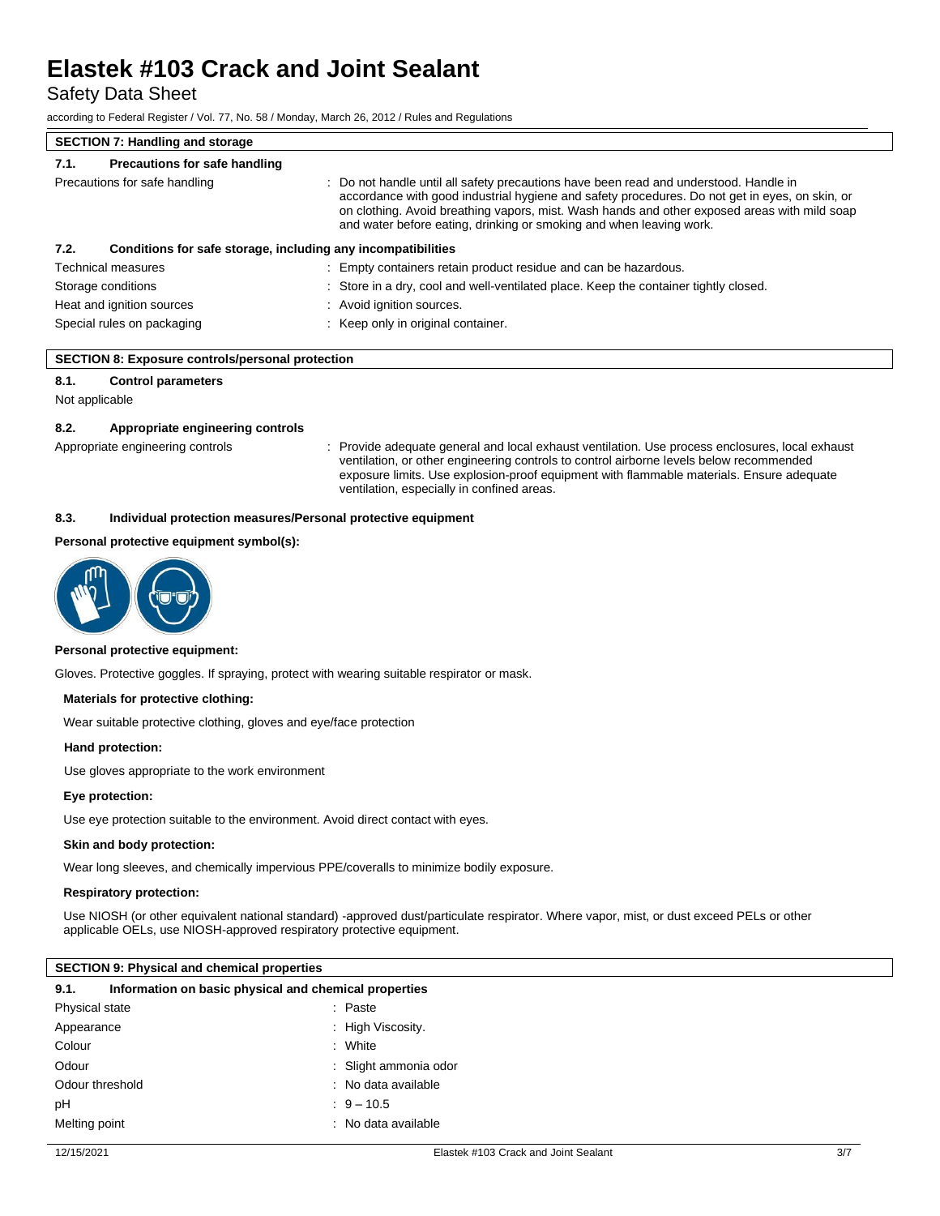## SECTION 7: Handling and storage

### 7.1. Precautions for safe handling

| | |
|---|---|
| Precautions for safe handling | : Do not handle until all safety precautions have been read and understood. Handle in accordance with good industrial hygiene and safety procedures. Do not get in eyes, on skin, or on clothing. Avoid breathing vapors, mist. Wash hands and other exposed areas with mild soap and water before eating, drinking or smoking and when leaving work. |

### 7.2. Conditions for safe storage, including any incompatibilities

| | |
|---|---|
| Technical measures | : Empty containers retain product residue and can be hazardous. |
| Storage conditions | : Store in a dry, cool and well-ventilated place. Keep the container tightly closed. |
| Heat and ignition sources | : Avoid ignition sources. |
| Special rules on packaging | : Keep only in original container. |

## SECTION 8: Exposure controls/personal protection

### 8.1. Control parameters

Not applicable

### 8.2. Appropriate engineering controls

| | |
|---|---|
| Appropriate engineering controls | : Provide adequate general and local exhaust ventilation. Use process enclosures, local exhaust ventilation, or other engineering controls to control airborne levels below recommended exposure limits. Use explosion-proof equipment with flammable materials. Ensure adequate ventilation, especially in confined areas. |

### 8.3. Individual protection measures/Personal protective equipment

**Personal protective equipment symbol(s):**

**Personal protective equipment:**

Gloves. Protective goggles. If spraying, protect with wearing suitable respirator or mask.

**Materials for protective clothing:**

Wear suitable protective clothing, gloves and eye/face protection

**Hand protection:**

Use gloves appropriate to the work environment

**Eye protection:**

Use eye protection suitable to the environment. Avoid direct contact with eyes.

**Skin and body protection:**

Wear long sleeves, and chemically impervious PPE/coveralls to minimize bodily exposure.

**Respiratory protection:**

Use NIOSH (or other equivalent national standard) -approved dust/particulate respirator. Where vapor, mist, or dust exceed PELs or other applicable OELs, use NIOSH-approved respiratory protective equipment.

## SECTION 9: Physical and chemical properties

### 9.1. Information on basic physical and chemical properties

| | |
|---|---|
| Physical state | : Paste |
| Appearance | : High Viscosity. |
| Colour | : White |
| Odour | : Slight ammonia odor |
| Odour threshold | : No data available |
| pH | : 9 – 10.5 |
| Melting point | : No data available |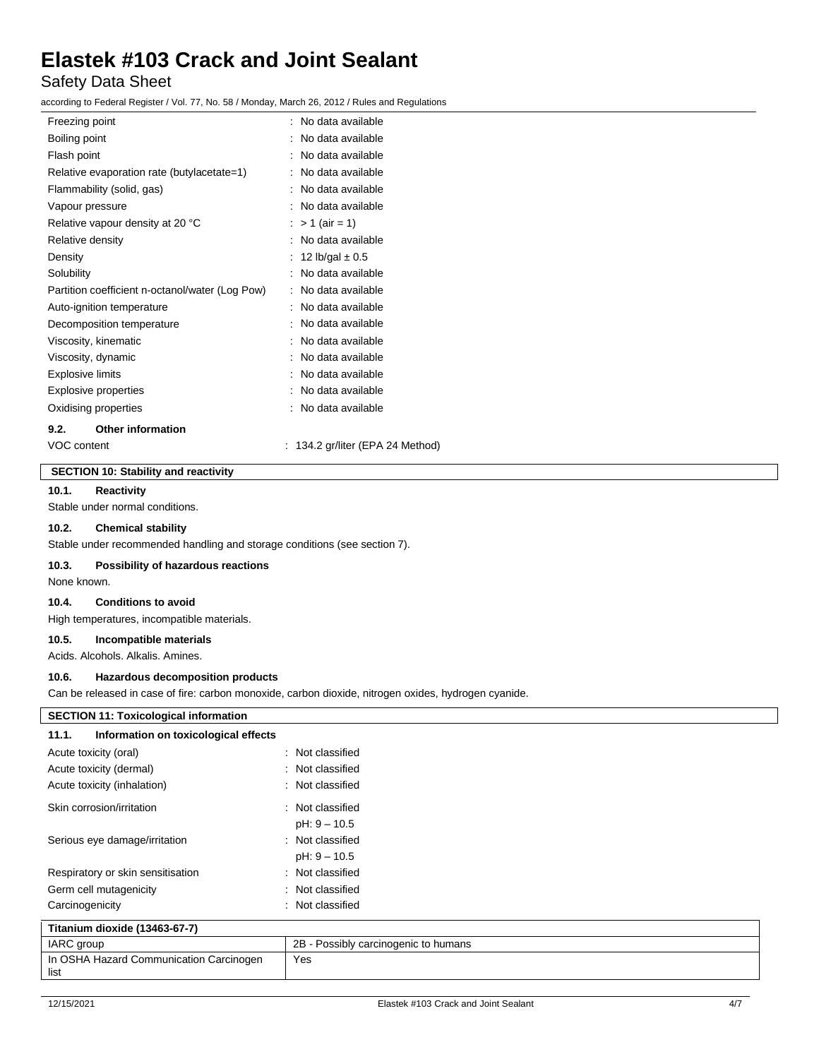| | |
|---|---|
| Freezing point | : No data available |
| Boiling point | : No data available |
| Flash point | : No data available |
| Relative evaporation rate (butylacetate=1) | : No data available |
| Flammability (solid, gas) | : No data available |
| Vapour pressure | : No data available |
| Relative vapour density at 20 °C | : > 1 (air = 1) |
| Relative density | : No data available |
| Density | : 12 lb/gal ± 0.5 |
| Solubility | : No data available |
| Partition coefficient n-octanol/water (Log Pow) | : No data available |
| Auto-ignition temperature | : No data available |
| Decomposition temperature | : No data available |
| Viscosity, kinematic | : No data available |
| Viscosity, dynamic | : No data available |
| Explosive limits | : No data available |
| Explosive properties | : No data available |
| Oxidising properties | : No data available |

### 9.2. Other information

| | |
|---|---|
| VOC content | : 134.2 gr/liter (EPA 24 Method) |

## SECTION 10: Stability and reactivity

### 10.1. Reactivity

Stable under normal conditions.

### 10.2. Chemical stability

Stable under recommended handling and storage conditions (see section 7).

### 10.3. Possibility of hazardous reactions

None known.

### 10.4. Conditions to avoid

High temperatures, incompatible materials.

### 10.5. Incompatible materials

Acids. Alcohols. Alkalis. Amines.

### 10.6. Hazardous decomposition products

Can be released in case of fire: carbon monoxide, carbon dioxide, nitrogen oxides, hydrogen cyanide.

## SECTION 11: Toxicological information

### 11.1. Information on toxicological effects

| | |
|---|---|
| Acute toxicity (oral) | : Not classified |
| Acute toxicity (dermal) | : Not classified |
| Acute toxicity (inhalation) | : Not classified |
| Skin corrosion/irritation | : Not classified<br>pH: 9 – 10.5 |
| Serious eye damage/irritation | : Not classified<br>pH: 9 – 10.5 |
| Respiratory or skin sensitisation | : Not classified |
| Germ cell mutagenicity | : Not classified |
| Carcinogenicity | : Not classified |

| Titanium dioxide (13463-67-7) | |
|---|---|
| IARC group | 2B - Possibly carcinogenic to humans |
| In OSHA Hazard Communication Carcinogen list | Yes |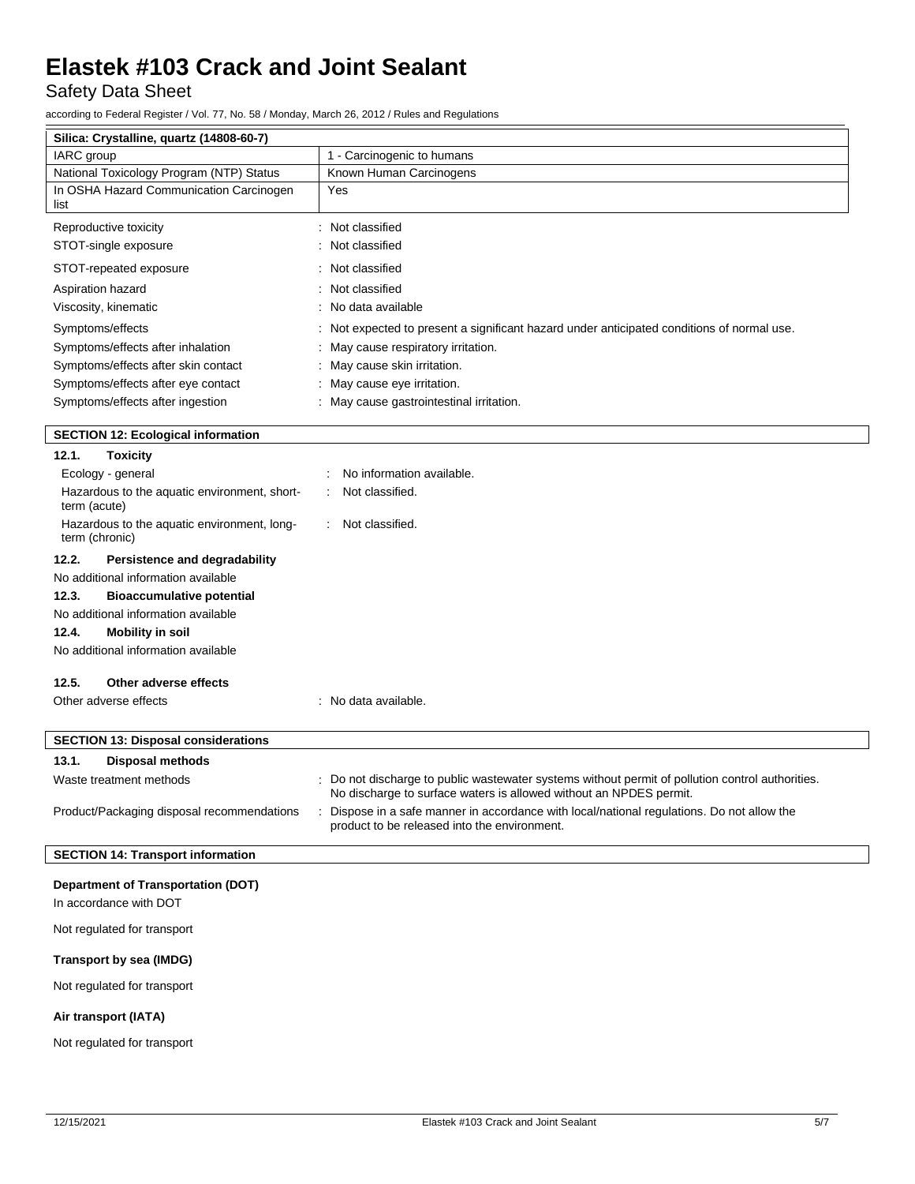| Silica: Crystalline, quartz (14808-60-7) | |
|---|---|
| IARC group | 1 - Carcinogenic to humans |
| National Toxicology Program (NTP) Status | Known Human Carcinogens |
| In OSHA Hazard Communication Carcinogen list | Yes |

Reproductive toxicity : Not classified

STOT-single exposure : Not classified

STOT-repeated exposure : Not classified

Aspiration hazard : Not classified

Viscosity, kinematic : No data available

Symptoms/effects : Not expected to present a significant hazard under anticipated conditions of normal use.

Symptoms/effects after inhalation : May cause respiratory irritation.

Symptoms/effects after skin contact : May cause skin irritation.

Symptoms/effects after eye contact : May cause eye irritation.

Symptoms/effects after ingestion : May cause gastrointestinal irritation.

## SECTION 12: Ecological information

### 12.1. Toxicity

Ecology - general : No information available.

Hazardous to the aquatic environment, short-term (acute) : Not classified.

Hazardous to the aquatic environment, long-term (chronic) : Not classified.

### 12.2. Persistence and degradability

No additional information available

### 12.3. Bioaccumulative potential

No additional information available

### 12.4. Mobility in soil

No additional information available

### 12.5. Other adverse effects

Other adverse effects : No data available.

## SECTION 13: Disposal considerations

### 13.1. Disposal methods

Waste treatment methods : Do not discharge to public wastewater systems without permit of pollution control authorities. No discharge to surface waters is allowed without an NPDES permit.

Product/Packaging disposal recommendations : Dispose in a safe manner in accordance with local/national regulations. Do not allow the product to be released into the environment.

## SECTION 14: Transport information

**Department of Transportation (DOT)**

In accordance with DOT

Not regulated for transport

**Transport by sea (IMDG)**

Not regulated for transport

**Air transport (IATA)**

Not regulated for transport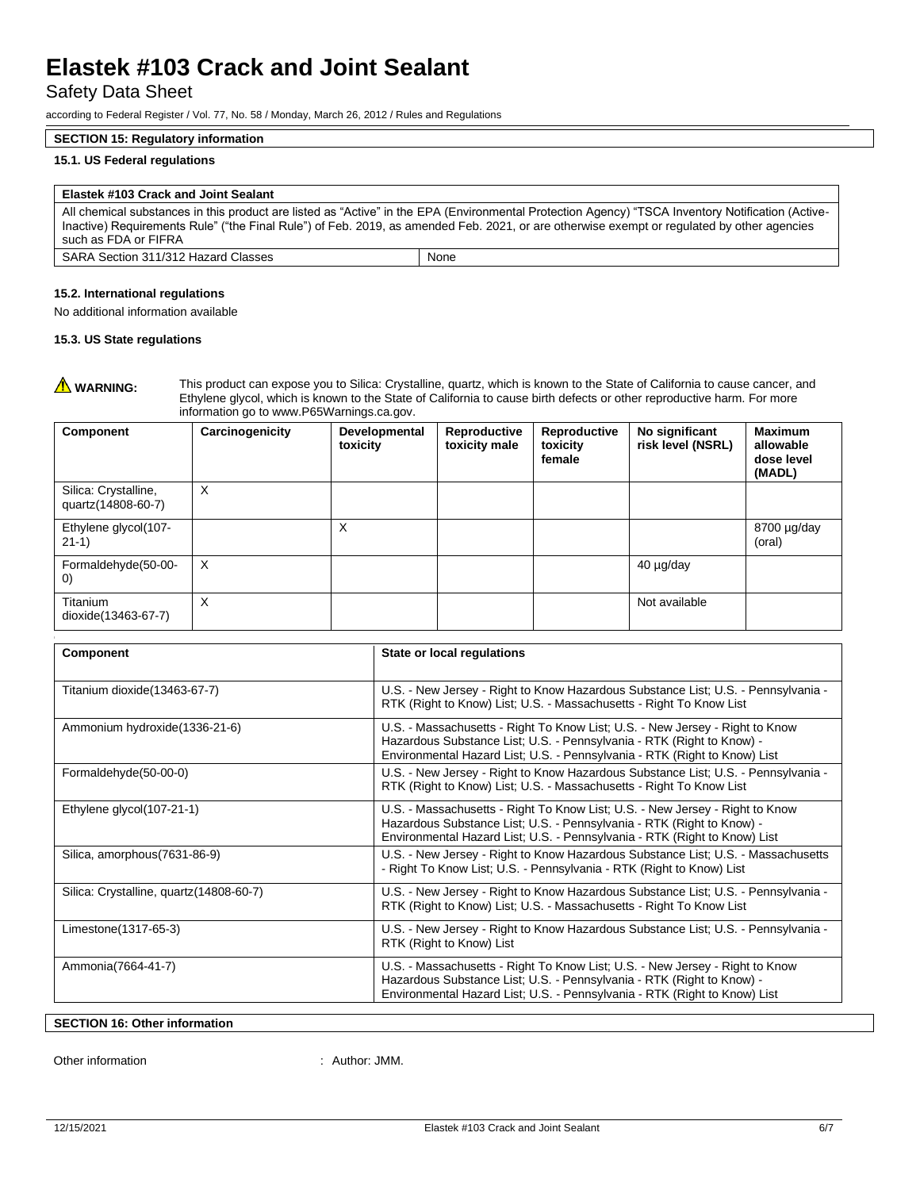# Elastek #103 Crack and Joint Sealant

Safety Data Sheet

according to Federal Register / Vol. 77, No. 58 / Monday, March 26, 2012 / Rules and Regulations

## SECTION 15: Regulatory information

### 15.1. US Federal regulations

| Elastek #103 Crack and Joint Sealant | |
|---|---|
| All chemical substances in this product are listed as "Active" in the EPA (Environmental Protection Agency) "TSCA Inventory Notification (Active-Inactive) Requirements Rule" ("the Final Rule") of Feb. 2019, as amended Feb. 2021, or are otherwise exempt or regulated by other agencies such as FDA or FIFRA | |
| SARA Section 311/312 Hazard Classes | None |

### 15.2. International regulations

No additional information available

### 15.3. US State regulations

**WARNING:** This product can expose you to Silica: Crystalline, quartz, which is known to the State of California to cause cancer, and Ethylene glycol, which is known to the State of California to cause birth defects or other reproductive harm. For more information go to www.P65Warnings.ca.gov.

| Component | Carcinogenicity | Developmental toxicity | Reproductive toxicity male | Reproductive toxicity female | No significant risk level (NSRL) | Maximum allowable dose level (MADL) |
|---|---|---|---|---|---|---|
| Silica: Crystalline, quartz(14808-60-7) | X | | | | | |
| Ethylene glycol(107-21-1) | | X | | | | 8700 µg/day (oral) |
| Formaldehyde(50-00-0) | X | | | | 40 µg/day | |
| Titanium dioxide(13463-67-7) | X | | | | Not available | |

| Component | State or local regulations |
|---|---|
| Titanium dioxide(13463-67-7) | U.S. - New Jersey - Right to Know Hazardous Substance List; U.S. - Pennsylvania - RTK (Right to Know) List; U.S. - Massachusetts - Right To Know List |
| Ammonium hydroxide(1336-21-6) | U.S. - Massachusetts - Right To Know List; U.S. - New Jersey - Right to Know Hazardous Substance List; U.S. - Pennsylvania - RTK (Right to Know) - Environmental Hazard List; U.S. - Pennsylvania - RTK (Right to Know) List |
| Formaldehyde(50-00-0) | U.S. - New Jersey - Right to Know Hazardous Substance List; U.S. - Pennsylvania - RTK (Right to Know) List; U.S. - Massachusetts - Right To Know List |
| Ethylene glycol(107-21-1) | U.S. - Massachusetts - Right To Know List; U.S. - New Jersey - Right to Know Hazardous Substance List; U.S. - Pennsylvania - RTK (Right to Know) - Environmental Hazard List; U.S. - Pennsylvania - RTK (Right to Know) List |
| Silica, amorphous(7631-86-9) | U.S. - New Jersey - Right to Know Hazardous Substance List; U.S. - Massachusetts - Right To Know List; U.S. - Pennsylvania - RTK (Right to Know) List |
| Silica: Crystalline, quartz(14808-60-7) | U.S. - New Jersey - Right to Know Hazardous Substance List; U.S. - Pennsylvania - RTK (Right to Know) List; U.S. - Massachusetts - Right To Know List |
| Limestone(1317-65-3) | U.S. - New Jersey - Right to Know Hazardous Substance List; U.S. - Pennsylvania - RTK (Right to Know) List |
| Ammonia(7664-41-7) | U.S. - Massachusetts - Right To Know List; U.S. - New Jersey - Right to Know Hazardous Substance List; U.S. - Pennsylvania - RTK (Right to Know) - Environmental Hazard List; U.S. - Pennsylvania - RTK (Right to Know) List |

## SECTION 16: Other information

Other information : Author: JMM.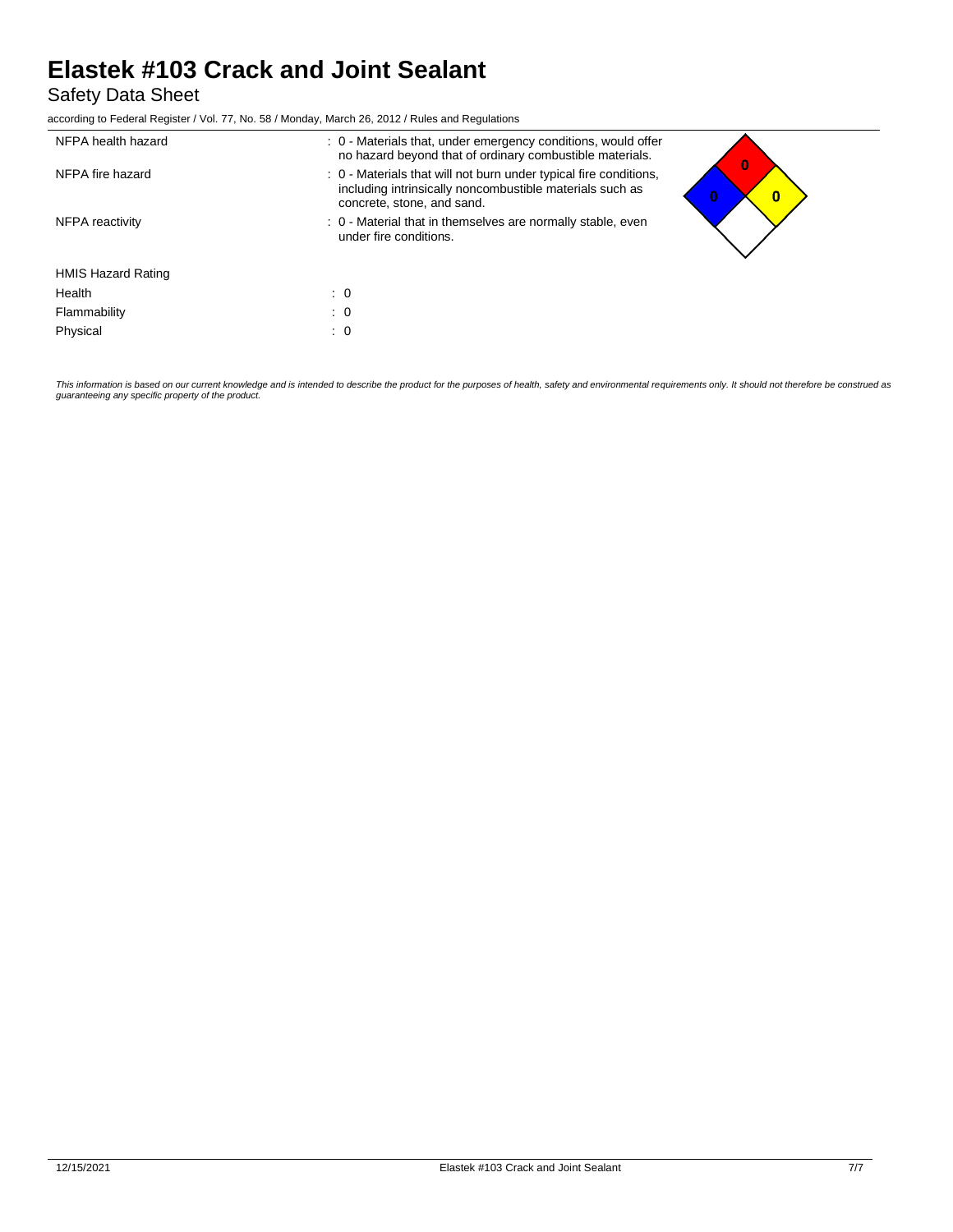# Elastek #103 Crack and Joint Sealant

Safety Data Sheet

according to Federal Register / Vol. 77, No. 58 / Monday, March 26, 2012 / Rules and Regulations

| | |
|---|---|
| NFPA health hazard | : 0 - Materials that, under emergency conditions, would offer no hazard beyond that of ordinary combustible materials. |
| NFPA fire hazard | : 0 - Materials that will not burn under typical fire conditions, including intrinsically noncombustible materials such as concrete, stone, and sand. |
| NFPA reactivity | : 0 - Material that in themselves are normally stable, even under fire conditions. |

0

0

0

| | |
|---|---|
| HMIS Hazard Rating | |
| Health | : 0 |
| Flammability | : 0 |
| Physical | : 0 |

*This information is based on our current knowledge and is intended to describe the product for the purposes of health, safety and environmental requirements only. It should not therefore be construed as guaranteeing any specific property of the product.*